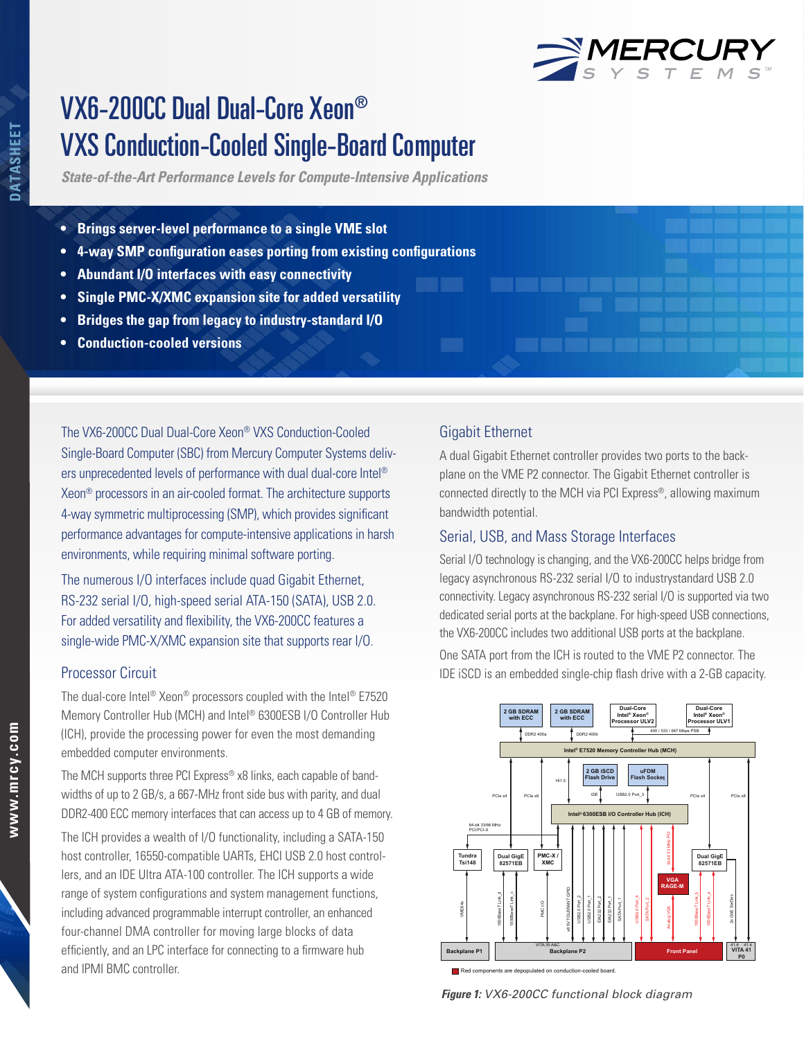# VX6-200CC Dual Dual-Core Xeon® VXS Conduction-Cooled Single-Board Computer

*State-of-the-Art Performance Levels for Compute-Intensive Applications*

- **Brings server-level performance to a single VME slot**
- **4-way SMP configuration eases porting from existing configurations**
- **Abundant I/O interfaces with easy connectivity**
- **Single PMC-X/XMC expansion site for added versatility**
- **Bridges the gap from legacy to industry-standard I/O**
- **Conduction-cooled versions**

The VX6-200CC Dual Dual-Core Xeon® VXS Conduction-Cooled Single-Board Computer (SBC) from Mercury Computer Systems delivers unprecedented levels of performance with dual dual-core Intel® Xeon® processors in an air-cooled format. The architecture supports 4-way symmetric multiprocessing (SMP), which provides significant performance advantages for compute-intensive applications in harsh environments, while requiring minimal software porting.

The numerous I/O interfaces include quad Gigabit Ethernet, RS-232 serial I/O, high-speed serial ATA-150 (SATA), USB 2.0. For added versatility and flexibility, the VX6-200CC features a single-wide PMC-X/XMC expansion site that supports rear I/O.

## Processor Circuit

The dual-core Intel® Xeon® processors coupled with the Intel® E7520 Memory Controller Hub (MCH) and Intel® 6300ESB I/O Controller Hub (ICH), provide the processing power for even the most demanding embedded computer environments.

The MCH supports three PCI Express® x8 links, each capable of bandwidths of up to 2 GB/s, a 667-MHz front side bus with parity, and dual DDR2-400 ECC memory interfaces that can access up to 4 GB of memory.

The ICH provides a wealth of I/O functionality, including a SATA-150 host controller, 16550-compatible UARTs, EHCI USB 2.0 host controllers, and an IDE Ultra ATA-100 controller. The ICH supports a wide range of system configurations and system management functions, including advanced programmable interrupt controller, an enhanced four-channel DMA controller for moving large blocks of data efficiently, and an LPC interface for connecting to a firmware hub and IPMI BMC controller.

## Gigabit Ethernet

A dual Gigabit Ethernet controller provides two ports to the backplane on the VME P2 connector. The Gigabit Ethernet controller is connected directly to the MCH via PCI Express®, allowing maximum bandwidth potential.

## Serial, USB, and Mass Storage Interfaces

Serial I/O technology is changing, and the VX6-200CC helps bridge from legacy asynchronous RS-232 serial I/O to industrystandard USB 2.0 connectivity. Legacy asynchronous RS-232 serial I/O is supported via two dedicated serial ports at the backplane. For high-speed USB connections, the VX6-200CC includes two additional USB ports at the backplane.

One SATA port from the ICH is routed to the VME P2 connector. The IDE iSCD is an embedded single-chip flash drive with a 2-GB capacity.

*Figure 1: VX6-200CC functional block diagram*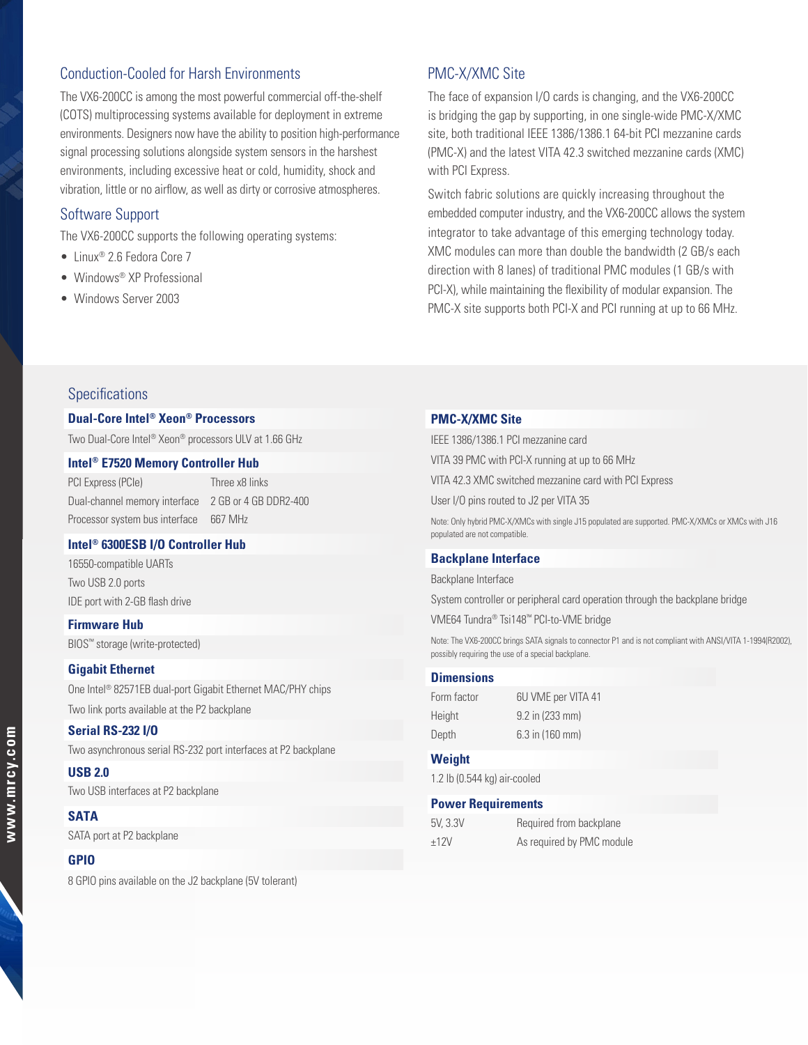## Conduction-Cooled for Harsh Environments

The VX6-200CC is among the most powerful commercial off-the-shelf (COTS) multiprocessing systems available for deployment in extreme environments. Designers now have the ability to position high-performance signal processing solutions alongside system sensors in the harshest environments, including excessive heat or cold, humidity, shock and vibration, little or no airflow, as well as dirty or corrosive atmospheres.

## Software Support

The VX6-200CC supports the following operating systems:

- Linux® 2.6 Fedora Core 7
- Windows® XP Professional
- Windows Server 2003

## PMC-X/XMC Site

The face of expansion I/O cards is changing, and the VX6-200CC is bridging the gap by supporting, in one single-wide PMC-X/XMC site, both traditional IEEE 1386/1386.1 64-bit PCI mezzanine cards (PMC-X) and the latest VITA 42.3 switched mezzanine cards (XMC) with PCI Express.

Switch fabric solutions are quickly increasing throughout the embedded computer industry, and the VX6-200CC allows the system integrator to take advantage of this emerging technology today. XMC modules can more than double the bandwidth (2 GB/s each direction with 8 lanes) of traditional PMC modules (1 GB/s with PCI-X), while maintaining the flexibility of modular expansion. The PMC-X site supports both PCI-X and PCI running at up to 66 MHz.

## Specifications

### Dual-Core Intel® Xeon® Processors

Two Dual-Core Intel® Xeon® processors ULV at 1.66 GHz

### Intel® E7520 Memory Controller Hub

| | |
|---|---|
| PCI Express (PCIe) | Three x8 links |
| Dual-channel memory interface | 2 GB or 4 GB DDR2-400 |
| Processor system bus interface | 667 MHz |

### Intel® 6300ESB I/O Controller Hub

16550-compatible UARTs

Two USB 2.0 ports

IDE port with 2-GB flash drive

### Firmware Hub

BIOS™ storage (write-protected)

### Gigabit Ethernet

One Intel® 82571EB dual-port Gigabit Ethernet MAC/PHY chips

Two link ports available at the P2 backplane

### Serial RS-232 I/O

Two asynchronous serial RS-232 port interfaces at P2 backplane

### USB 2.0

Two USB interfaces at P2 backplane

### SATA

SATA port at P2 backplane

### GPIO

8 GPIO pins available on the J2 backplane (5V tolerant)

### PMC-X/XMC Site

IEEE 1386/1386.1 PCI mezzanine card

VITA 39 PMC with PCI-X running at up to 66 MHz

VITA 42.3 XMC switched mezzanine card with PCI Express

User I/O pins routed to J2 per VITA 35

Note: Only hybrid PMC-X/XMCs with single J15 populated are supported. PMC-X/XMCs or XMCs with J16 populated are not compatible.

### Backplane Interface

Backplane Interface

System controller or peripheral card operation through the backplane bridge

VME64 Tundra® Tsi148™ PCI-to-VME bridge

Note: The VX6-200CC brings SATA signals to connector P1 and is not compliant with ANSI/VITA 1-1994(R2002), possibly requiring the use of a special backplane.

### Dimensions

| | |
|---|---|
| Form factor | 6U VME per VITA 41 |
| Height | 9.2 in (233 mm) |
| Depth | 6.3 in (160 mm) |

### Weight

1.2 lb (0.544 kg) air-cooled

### Power Requirements

| | |
|---|---|
| 5V, 3.3V | Required from backplane |
| ±12V | As required by PMC module |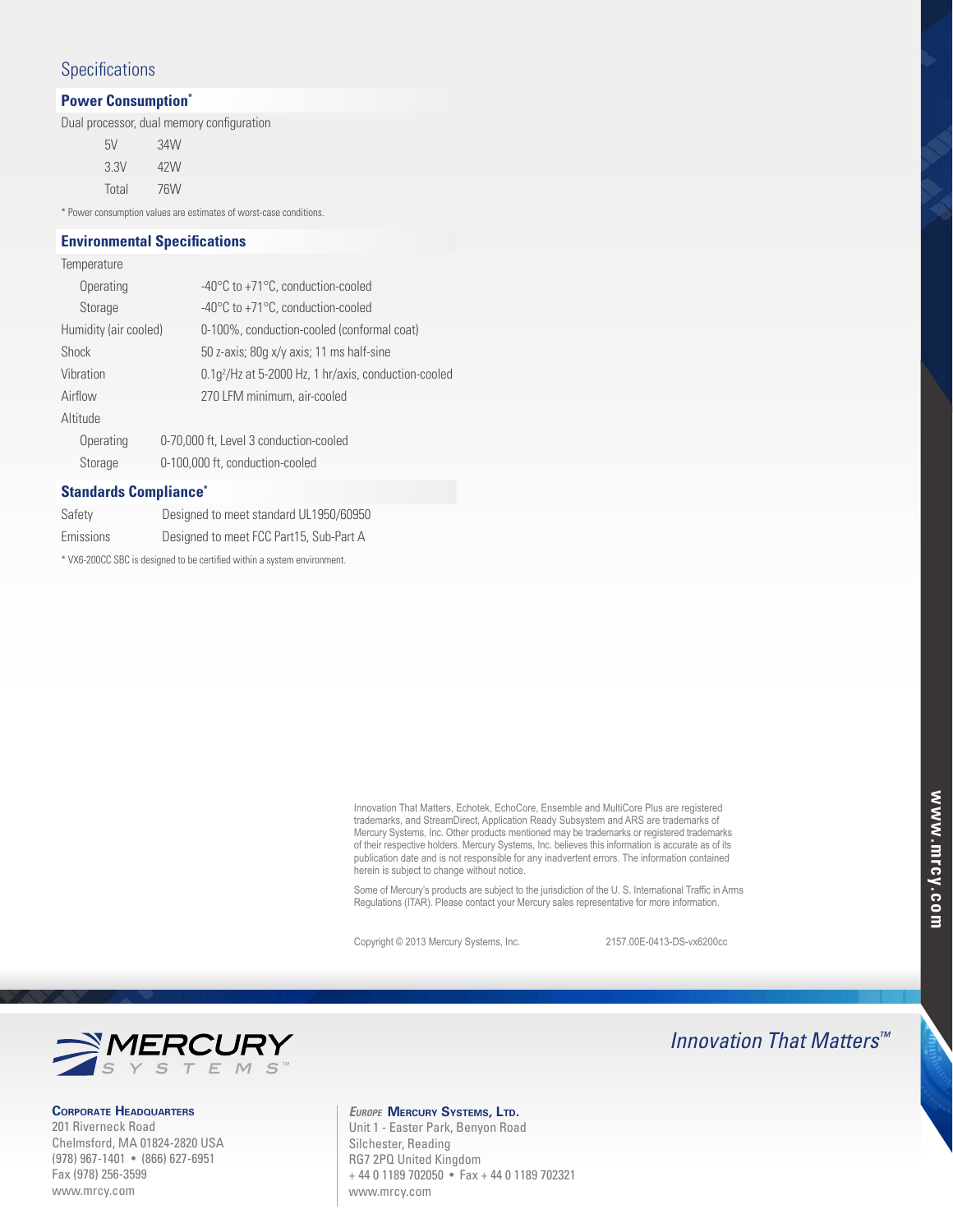## Specifications

### Power Consumption*

Dual processor, dual memory configuration

| | |
|---|---|
| 5V | 34W |
| 3.3V | 42W |
| Total | 76W |

* Power consumption values are estimates of worst-case conditions.

### Environmental Specifications

| | |
|---|---|
| Temperature | |
| Operating | -40°C to +71°C, conduction-cooled |
| Storage | -40°C to +71°C, conduction-cooled |
| Humidity (air cooled) | 0-100%, conduction-cooled (conformal coat) |
| Shock | 50 z-axis; 80g x/y axis; 11 ms half-sine |
| Vibration | $0.1g^2$/Hz at 5-2000 Hz, 1 hr/axis, conduction-cooled |
| Airflow | 270 LFM minimum, air-cooled |
| Altitude | |
| Operating | 0-70,000 ft, Level 3 conduction-cooled |
| Storage | 0-100,000 ft, conduction-cooled |

### Standards Compliance*

| | |
|---|---|
| Safety | Designed to meet standard UL1950/60950 |
| Emissions | Designed to meet FCC Part15, Sub-Part A |

* VX6-200CC SBC is designed to be certified within a system environment.

Innovation That Matters, Echotek, EchoCore, Ensemble and MultiCore Plus are registered trademarks, and StreamDirect, Application Ready Subsystem and ARS are trademarks of Mercury Systems, Inc. Other products mentioned may be trademarks or registered trademarks of their respective holders. Mercury Systems, Inc. believes this information is accurate as of its publication date and is not responsible for any inadvertent errors. The information contained herein is subject to change without notice.

Some of Mercury's products are subject to the jurisdiction of the U. S. International Traffic in Arms Regulations (ITAR). Please contact your Mercury sales representative for more information.

Copyright © 2013 Mercury Systems, Inc. 2157.00E-0413-DS-vx6200cc

www.mrcy.com

MERCURY SYSTEMS™

*Innovation That Matters™*

**CORPORATE HEADQUARTERS**
201 Riverneck Road
Chelmsford, MA 01824-2820 USA
(978) 967-1401 • (866) 627-6951
Fax (978) 256-3599
www.mrcy.com

***EUROPE* MERCURY SYSTEMS, LTD.**
Unit 1 - Easter Park, Benyon Road
Silchester, Reading
RG7 2PQ United Kingdom
+ 44 0 1189 702050 • Fax + 44 0 1189 702321
www.mrcy.com